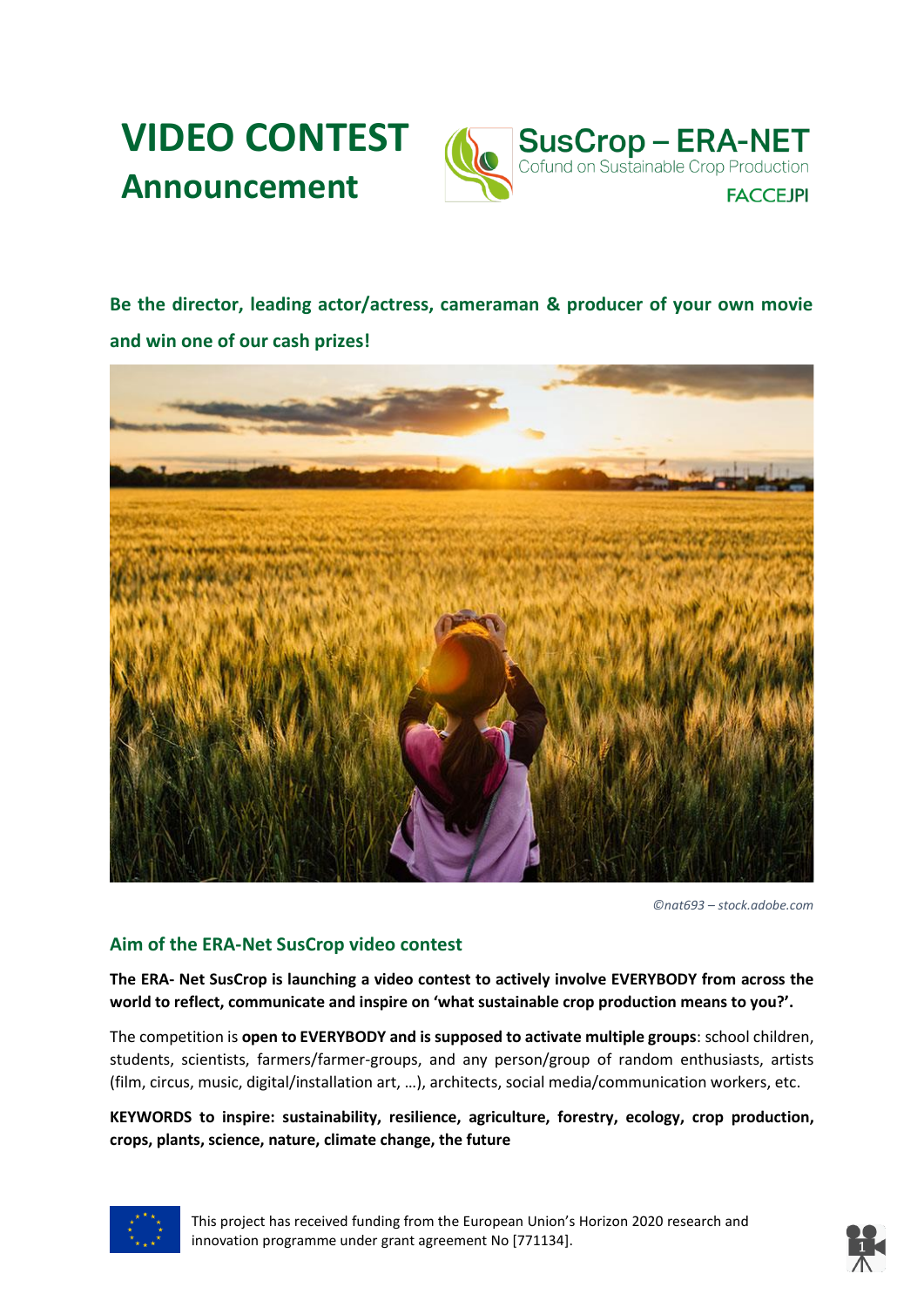# VIDEO CONTEST
## Announcement

SusCrop – ERA-NET
Cofund on Sustainable Crop Production
FACCEJPI

**Be the director, leading actor/actress, cameraman & producer of your own movie and win one of our cash prizes!**

*©nat693 – stock.adobe.com*

### Aim of the ERA-Net SusCrop video contest

**The ERA- Net SusCrop is launching a video contest to actively involve EVERYBODY from across the world to reflect, communicate and inspire on 'what sustainable crop production means to you?'.**

The competition is **open to EVERYBODY and is supposed to activate multiple groups**: school children, students, scientists, farmers/farmer-groups, and any person/group of random enthusiasts, artists (film, circus, music, digital/installation art, …), architects, social media/communication workers, etc.

**KEYWORDS to inspire: sustainability, resilience, agriculture, forestry, ecology, crop production, crops, plants, science, nature, climate change, the future**

This project has received funding from the European Union's Horizon 2020 research and innovation programme under grant agreement No [771134].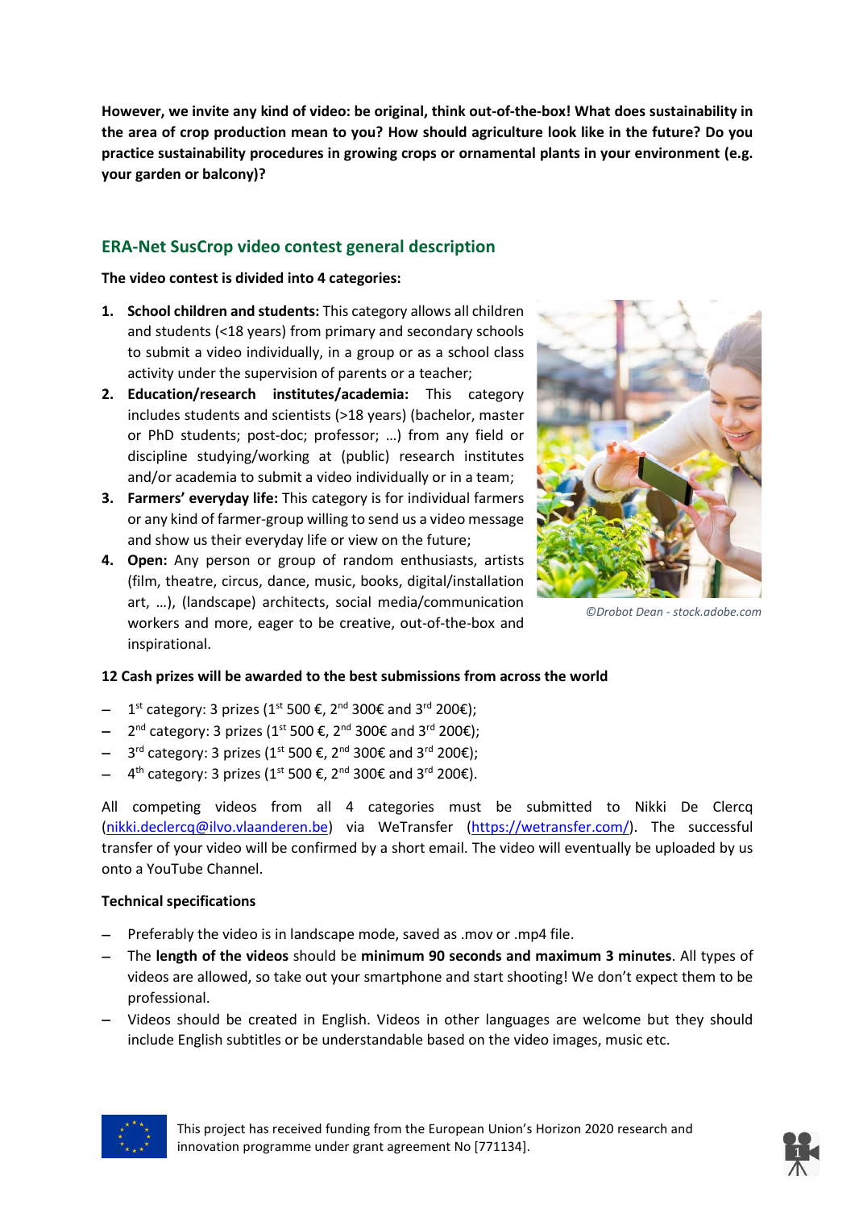**However, we invite any kind of video: be original, think out-of-the-box! What does sustainability in the area of crop production mean to you? How should agriculture look like in the future? Do you practice sustainability procedures in growing crops or ornamental plants in your environment (e.g. your garden or balcony)?**

## ERA-Net SusCrop video contest general description

**The video contest is divided into 4 categories:**

1. **School children and students:** This category allows all children and students (<18 years) from primary and secondary schools to submit a video individually, in a group or as a school class activity under the supervision of parents or a teacher;
2. **Education/research institutes/academia:** This category includes students and scientists (>18 years) (bachelor, master or PhD students; post-doc; professor; …) from any field or discipline studying/working at (public) research institutes and/or academia to submit a video individually or in a team;
3. **Farmers' everyday life:** This category is for individual farmers or any kind of farmer-group willing to send us a video message and show us their everyday life or view on the future;
4. **Open:** Any person or group of random enthusiasts, artists (film, theatre, circus, dance, music, books, digital/installation art, …), (landscape) architects, social media/communication workers and more, eager to be creative, out-of-the-box and inspirational.

*©Drobot Dean - stock.adobe.com*

**12 Cash prizes will be awarded to the best submissions from across the world**

- 1st category: 3 prizes (1st 500 €, 2nd 300€ and 3rd 200€);
- 2nd category: 3 prizes (1st 500 €, 2nd 300€ and 3rd 200€);
- 3rd category: 3 prizes (1st 500 €, 2nd 300€ and 3rd 200€);
- 4th category: 3 prizes (1st 500 €, 2nd 300€ and 3rd 200€).

All competing videos from all 4 categories must be submitted to Nikki De Clercq (nikki.declercq@ilvo.vlaanderen.be) via WeTransfer (https://wetransfer.com/). The successful transfer of your video will be confirmed by a short email. The video will eventually be uploaded by us onto a YouTube Channel.

**Technical specifications**

- Preferably the video is in landscape mode, saved as .mov or .mp4 file.
- The **length of the videos** should be **minimum 90 seconds and maximum 3 minutes**. All types of videos are allowed, so take out your smartphone and start shooting! We don't expect them to be professional.
- Videos should be created in English. Videos in other languages are welcome but they should include English subtitles or be understandable based on the video images, music etc.

This project has received funding from the European Union's Horizon 2020 research and innovation programme under grant agreement No [771134].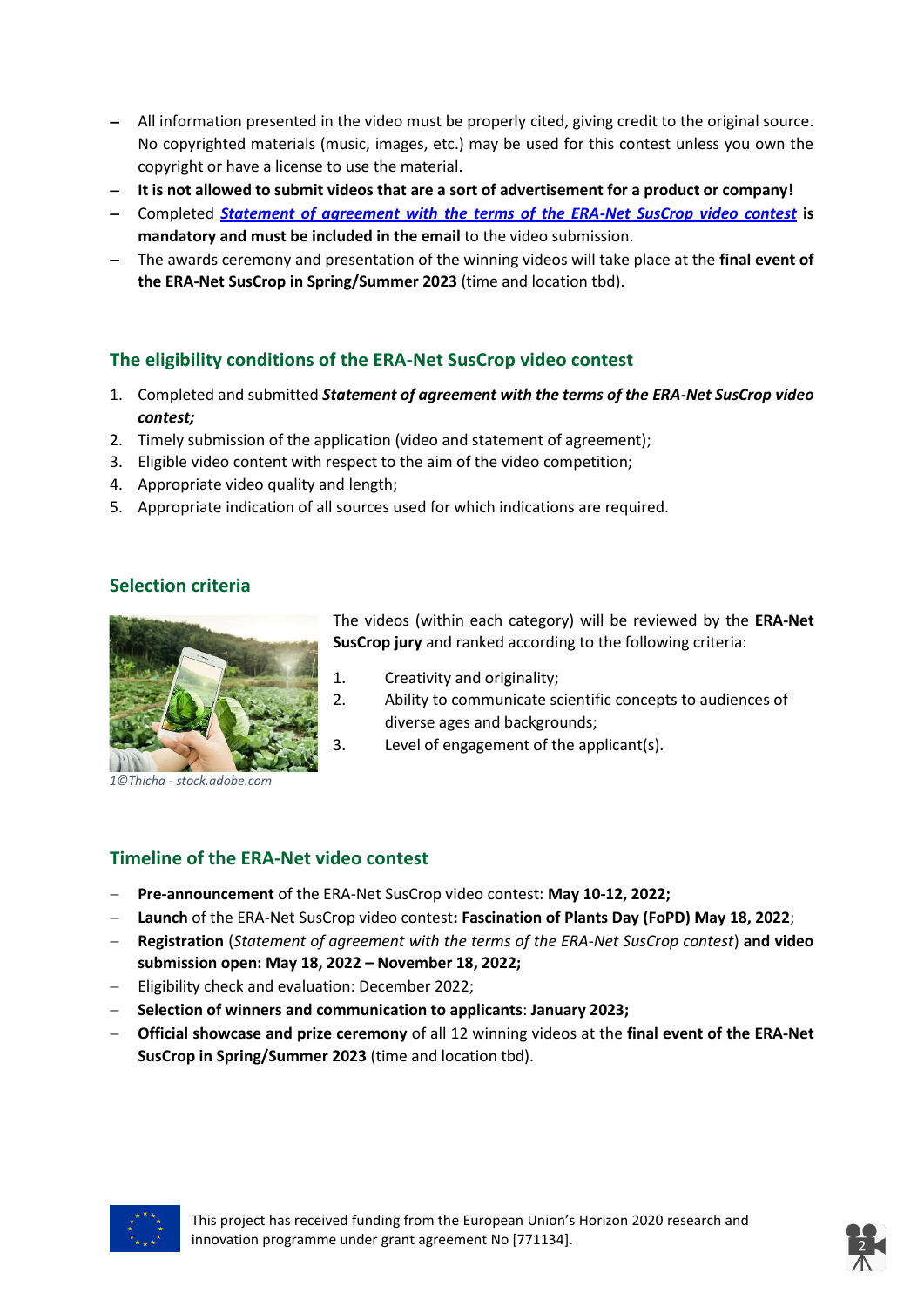- All information presented in the video must be properly cited, giving credit to the original source. No copyrighted materials (music, images, etc.) may be used for this contest unless you own the copyright or have a license to use the material.
- **It is not allowed to submit videos that are a sort of advertisement for a product or company!**
- Completed ***Statement of agreement with the terms of the ERA-Net SusCrop video contest*** **is mandatory and must be included in the email** to the video submission.
- The awards ceremony and presentation of the winning videos will take place at the **final event of the ERA-Net SusCrop in Spring/Summer 2023** (time and location tbd).

## The eligibility conditions of the ERA-Net SusCrop video contest

1. Completed and submitted ***Statement of agreement with the terms of the ERA-Net SusCrop video contest;***
2. Timely submission of the application (video and statement of agreement);
3. Eligible video content with respect to the aim of the video competition;
4. Appropriate video quality and length;
5. Appropriate indication of all sources used for which indications are required.

## Selection criteria

*1©Thicha - stock.adobe.com*

The videos (within each category) will be reviewed by the **ERA-Net SusCrop jury** and ranked according to the following criteria:

1. Creativity and originality;
2. Ability to communicate scientific concepts to audiences of diverse ages and backgrounds;
3. Level of engagement of the applicant(s).

## Timeline of the ERA-Net video contest

- **Pre-announcement** of the ERA-Net SusCrop video contest: **May 10-12, 2022;**
- **Launch** of the ERA-Net SusCrop video contest**: Fascination of Plants Day (FoPD) May 18, 2022**;
- **Registration** (*Statement of agreement with the terms of the ERA-Net SusCrop contest*) **and video submission open: May 18, 2022 – November 18, 2022;**
- Eligibility check and evaluation: December 2022;
- **Selection of winners and communication to applicants**: **January 2023;**
- **Official showcase and prize ceremony** of all 12 winning videos at the **final event of the ERA-Net SusCrop in Spring/Summer 2023** (time and location tbd).

This project has received funding from the European Union's Horizon 2020 research and innovation programme under grant agreement No [771134].